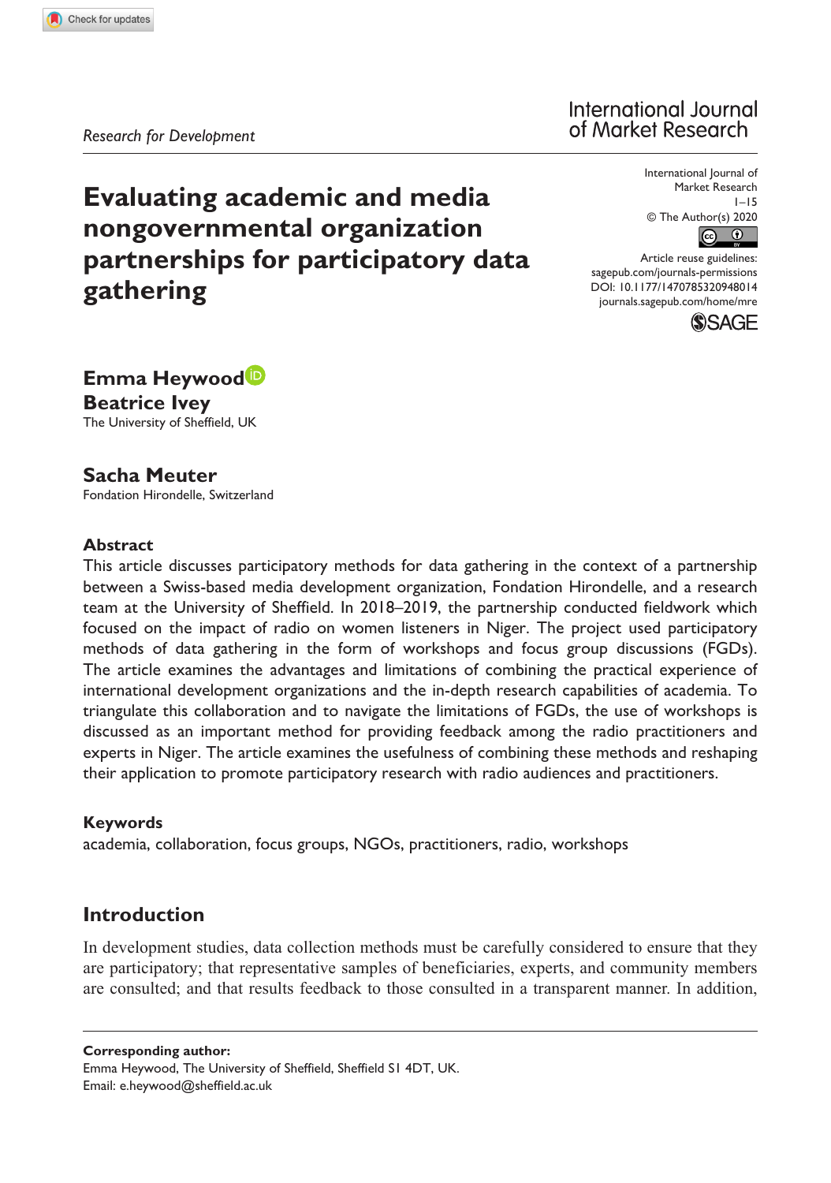*Research for Development*

# Evaluating academic and media nongovernmental organization partnerships for participatory data gathering

**Emma Heywood**
**Beatrice Ivey**
The University of Sheffield, UK

**Sacha Meuter**
Fondation Hirondelle, Switzerland

## Abstract

This article discusses participatory methods for data gathering in the context of a partnership between a Swiss-based media development organization, Fondation Hirondelle, and a research team at the University of Sheffield. In 2018–2019, the partnership conducted fieldwork which focused on the impact of radio on women listeners in Niger. The project used participatory methods of data gathering in the form of workshops and focus group discussions (FGDs). The article examines the advantages and limitations of combining the practical experience of international development organizations and the in-depth research capabilities of academia. To triangulate this collaboration and to navigate the limitations of FGDs, the use of workshops is discussed as an important method for providing feedback among the radio practitioners and experts in Niger. The article examines the usefulness of combining these methods and reshaping their application to promote participatory research with radio audiences and practitioners.

## Keywords

academia, collaboration, focus groups, NGOs, practitioners, radio, workshops

## Introduction

In development studies, data collection methods must be carefully considered to ensure that they are participatory; that representative samples of beneficiaries, experts, and community members are consulted; and that results feedback to those consulted in a transparent manner. In addition,

**Corresponding author:**
Emma Heywood, The University of Sheffield, Sheffield S1 4DT, UK.
Email: e.heywood@sheffield.ac.uk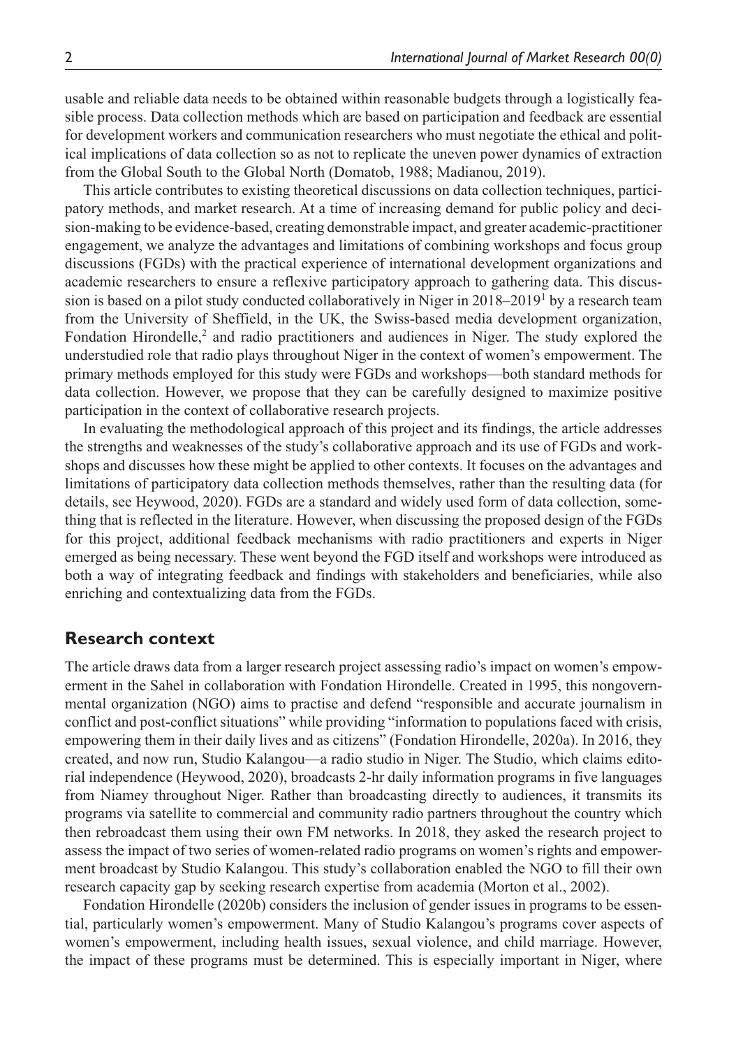usable and reliable data needs to be obtained within reasonable budgets through a logistically feasible process. Data collection methods which are based on participation and feedback are essential for development workers and communication researchers who must negotiate the ethical and political implications of data collection so as not to replicate the uneven power dynamics of extraction from the Global South to the Global North (Domatob, 1988; Madianou, 2019).

This article contributes to existing theoretical discussions on data collection techniques, participatory methods, and market research. At a time of increasing demand for public policy and decision-making to be evidence-based, creating demonstrable impact, and greater academic-practitioner engagement, we analyze the advantages and limitations of combining workshops and focus group discussions (FGDs) with the practical experience of international development organizations and academic researchers to ensure a reflexive participatory approach to gathering data. This discussion is based on a pilot study conducted collaboratively in Niger in 2018–2019[1] by a research team from the University of Sheffield, in the UK, the Swiss-based media development organization, Fondation Hirondelle,[2] and radio practitioners and audiences in Niger. The study explored the understudied role that radio plays throughout Niger in the context of women's empowerment. The primary methods employed for this study were FGDs and workshops—both standard methods for data collection. However, we propose that they can be carefully designed to maximize positive participation in the context of collaborative research projects.

In evaluating the methodological approach of this project and its findings, the article addresses the strengths and weaknesses of the study's collaborative approach and its use of FGDs and workshops and discusses how these might be applied to other contexts. It focuses on the advantages and limitations of participatory data collection methods themselves, rather than the resulting data (for details, see Heywood, 2020). FGDs are a standard and widely used form of data collection, something that is reflected in the literature. However, when discussing the proposed design of the FGDs for this project, additional feedback mechanisms with radio practitioners and experts in Niger emerged as being necessary. These went beyond the FGD itself and workshops were introduced as both a way of integrating feedback and findings with stakeholders and beneficiaries, while also enriching and contextualizing data from the FGDs.

## Research context

The article draws data from a larger research project assessing radio's impact on women's empowerment in the Sahel in collaboration with Fondation Hirondelle. Created in 1995, this nongovernmental organization (NGO) aims to practise and defend "responsible and accurate journalism in conflict and post-conflict situations" while providing "information to populations faced with crisis, empowering them in their daily lives and as citizens" (Fondation Hirondelle, 2020a). In 2016, they created, and now run, Studio Kalangou—a radio studio in Niger. The Studio, which claims editorial independence (Heywood, 2020), broadcasts 2-hr daily information programs in five languages from Niamey throughout Niger. Rather than broadcasting directly to audiences, it transmits its programs via satellite to commercial and community radio partners throughout the country which then rebroadcast them using their own FM networks. In 2018, they asked the research project to assess the impact of two series of women-related radio programs on women's rights and empowerment broadcast by Studio Kalangou. This study's collaboration enabled the NGO to fill their own research capacity gap by seeking research expertise from academia (Morton et al., 2002).

Fondation Hirondelle (2020b) considers the inclusion of gender issues in programs to be essential, particularly women's empowerment. Many of Studio Kalangou's programs cover aspects of women's empowerment, including health issues, sexual violence, and child marriage. However, the impact of these programs must be determined. This is especially important in Niger, where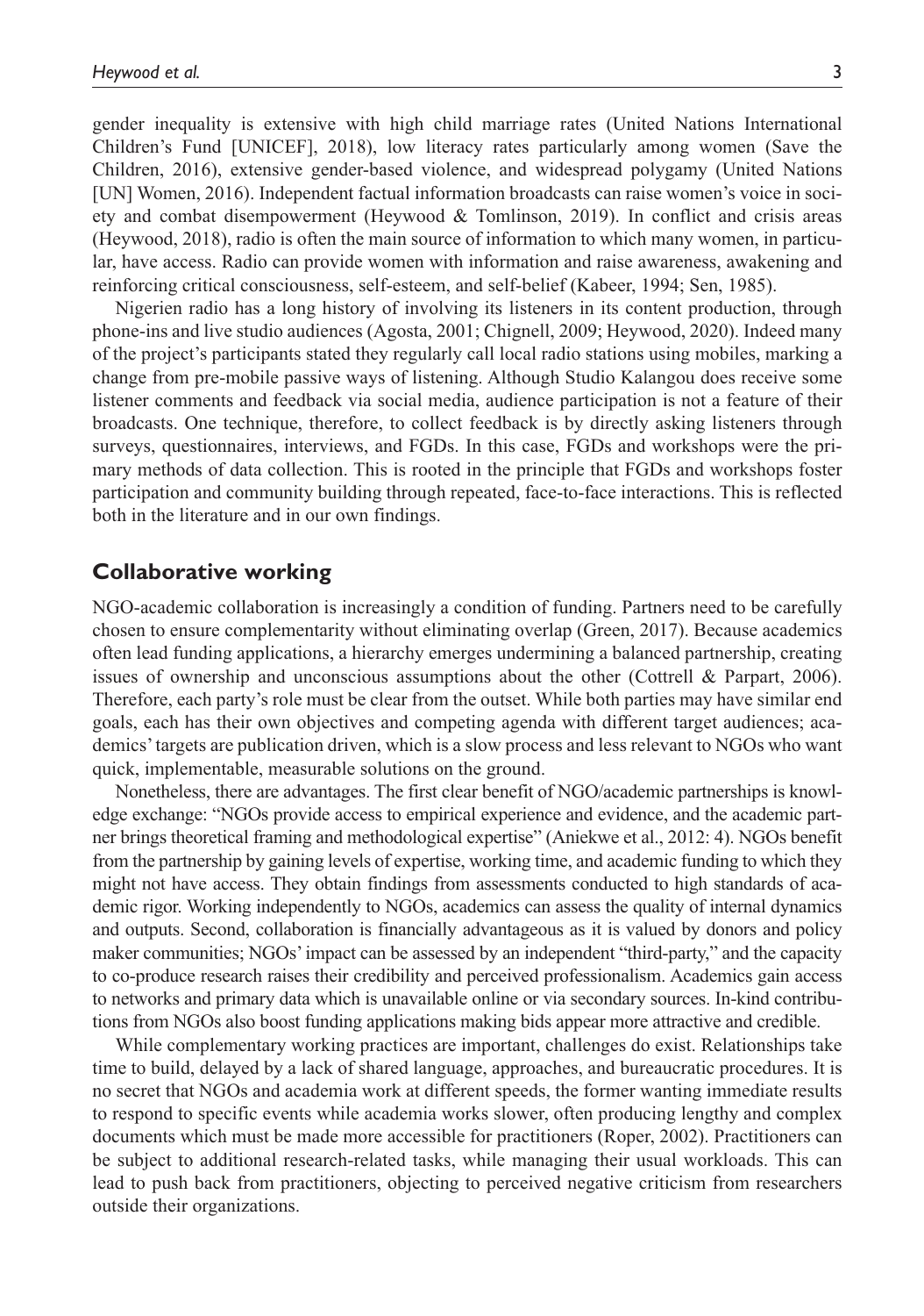gender inequality is extensive with high child marriage rates (United Nations International Children's Fund [UNICEF], 2018), low literacy rates particularly among women (Save the Children, 2016), extensive gender-based violence, and widespread polygamy (United Nations [UN] Women, 2016). Independent factual information broadcasts can raise women's voice in society and combat disempowerment (Heywood & Tomlinson, 2019). In conflict and crisis areas (Heywood, 2018), radio is often the main source of information to which many women, in particular, have access. Radio can provide women with information and raise awareness, awakening and reinforcing critical consciousness, self-esteem, and self-belief (Kabeer, 1994; Sen, 1985).

Nigerien radio has a long history of involving its listeners in its content production, through phone-ins and live studio audiences (Agosta, 2001; Chignell, 2009; Heywood, 2020). Indeed many of the project's participants stated they regularly call local radio stations using mobiles, marking a change from pre-mobile passive ways of listening. Although Studio Kalangou does receive some listener comments and feedback via social media, audience participation is not a feature of their broadcasts. One technique, therefore, to collect feedback is by directly asking listeners through surveys, questionnaires, interviews, and FGDs. In this case, FGDs and workshops were the primary methods of data collection. This is rooted in the principle that FGDs and workshops foster participation and community building through repeated, face-to-face interactions. This is reflected both in the literature and in our own findings.

## Collaborative working

NGO-academic collaboration is increasingly a condition of funding. Partners need to be carefully chosen to ensure complementarity without eliminating overlap (Green, 2017). Because academics often lead funding applications, a hierarchy emerges undermining a balanced partnership, creating issues of ownership and unconscious assumptions about the other (Cottrell & Parpart, 2006). Therefore, each party's role must be clear from the outset. While both parties may have similar end goals, each has their own objectives and competing agenda with different target audiences; academics' targets are publication driven, which is a slow process and less relevant to NGOs who want quick, implementable, measurable solutions on the ground.

Nonetheless, there are advantages. The first clear benefit of NGO/academic partnerships is knowledge exchange: "NGOs provide access to empirical experience and evidence, and the academic partner brings theoretical framing and methodological expertise" (Aniekwe et al., 2012: 4). NGOs benefit from the partnership by gaining levels of expertise, working time, and academic funding to which they might not have access. They obtain findings from assessments conducted to high standards of academic rigor. Working independently to NGOs, academics can assess the quality of internal dynamics and outputs. Second, collaboration is financially advantageous as it is valued by donors and policy maker communities; NGOs' impact can be assessed by an independent "third-party," and the capacity to co-produce research raises their credibility and perceived professionalism. Academics gain access to networks and primary data which is unavailable online or via secondary sources. In-kind contributions from NGOs also boost funding applications making bids appear more attractive and credible.

While complementary working practices are important, challenges do exist. Relationships take time to build, delayed by a lack of shared language, approaches, and bureaucratic procedures. It is no secret that NGOs and academia work at different speeds, the former wanting immediate results to respond to specific events while academia works slower, often producing lengthy and complex documents which must be made more accessible for practitioners (Roper, 2002). Practitioners can be subject to additional research-related tasks, while managing their usual workloads. This can lead to push back from practitioners, objecting to perceived negative criticism from researchers outside their organizations.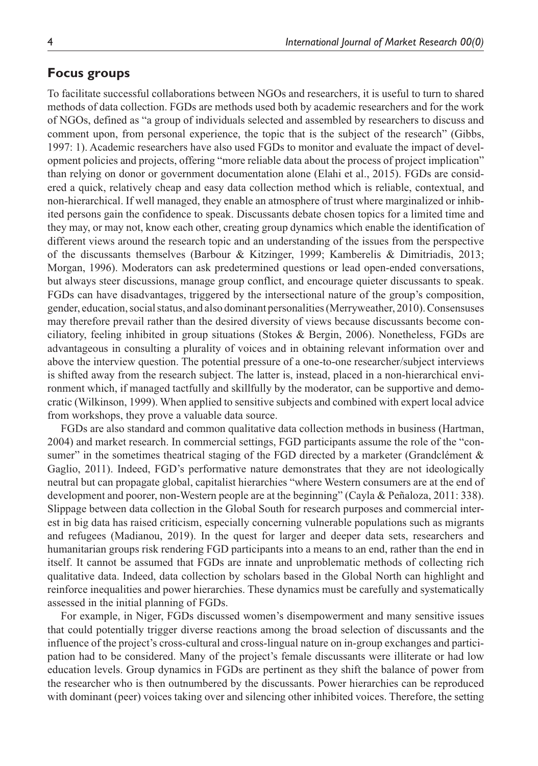## Focus groups

To facilitate successful collaborations between NGOs and researchers, it is useful to turn to shared methods of data collection. FGDs are methods used both by academic researchers and for the work of NGOs, defined as "a group of individuals selected and assembled by researchers to discuss and comment upon, from personal experience, the topic that is the subject of the research" (Gibbs, 1997: 1). Academic researchers have also used FGDs to monitor and evaluate the impact of development policies and projects, offering "more reliable data about the process of project implication" than relying on donor or government documentation alone (Elahi et al., 2015). FGDs are considered a quick, relatively cheap and easy data collection method which is reliable, contextual, and non-hierarchical. If well managed, they enable an atmosphere of trust where marginalized or inhibited persons gain the confidence to speak. Discussants debate chosen topics for a limited time and they may, or may not, know each other, creating group dynamics which enable the identification of different views around the research topic and an understanding of the issues from the perspective of the discussants themselves (Barbour & Kitzinger, 1999; Kamberelis & Dimitriadis, 2013; Morgan, 1996). Moderators can ask predetermined questions or lead open-ended conversations, but always steer discussions, manage group conflict, and encourage quieter discussants to speak. FGDs can have disadvantages, triggered by the intersectional nature of the group's composition, gender, education, social status, and also dominant personalities (Merryweather, 2010). Consensuses may therefore prevail rather than the desired diversity of views because discussants become conciliatory, feeling inhibited in group situations (Stokes & Bergin, 2006). Nonetheless, FGDs are advantageous in consulting a plurality of voices and in obtaining relevant information over and above the interview question. The potential pressure of a one-to-one researcher/subject interviews is shifted away from the research subject. The latter is, instead, placed in a non-hierarchical environment which, if managed tactfully and skillfully by the moderator, can be supportive and democratic (Wilkinson, 1999). When applied to sensitive subjects and combined with expert local advice from workshops, they prove a valuable data source.

FGDs are also standard and common qualitative data collection methods in business (Hartman, 2004) and market research. In commercial settings, FGD participants assume the role of the "consumer" in the sometimes theatrical staging of the FGD directed by a marketer (Grandclément & Gaglio, 2011). Indeed, FGD's performative nature demonstrates that they are not ideologically neutral but can propagate global, capitalist hierarchies "where Western consumers are at the end of development and poorer, non-Western people are at the beginning" (Cayla & Peñaloza, 2011: 338). Slippage between data collection in the Global South for research purposes and commercial interest in big data has raised criticism, especially concerning vulnerable populations such as migrants and refugees (Madianou, 2019). In the quest for larger and deeper data sets, researchers and humanitarian groups risk rendering FGD participants into a means to an end, rather than the end in itself. It cannot be assumed that FGDs are innate and unproblematic methods of collecting rich qualitative data. Indeed, data collection by scholars based in the Global North can highlight and reinforce inequalities and power hierarchies. These dynamics must be carefully and systematically assessed in the initial planning of FGDs.

For example, in Niger, FGDs discussed women's disempowerment and many sensitive issues that could potentially trigger diverse reactions among the broad selection of discussants and the influence of the project's cross-cultural and cross-lingual nature on in-group exchanges and participation had to be considered. Many of the project's female discussants were illiterate or had low education levels. Group dynamics in FGDs are pertinent as they shift the balance of power from the researcher who is then outnumbered by the discussants. Power hierarchies can be reproduced with dominant (peer) voices taking over and silencing other inhibited voices. Therefore, the setting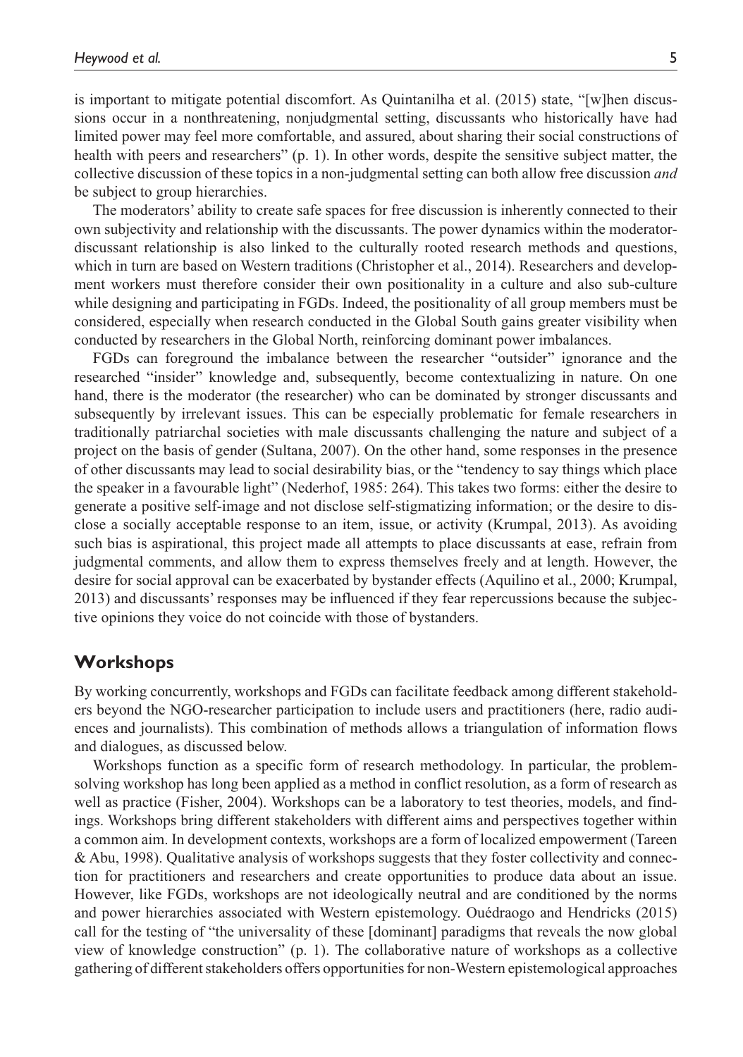is important to mitigate potential discomfort. As Quintanilha et al. (2015) state, "[w]hen discussions occur in a nonthreatening, nonjudgmental setting, discussants who historically have had limited power may feel more comfortable, and assured, about sharing their social constructions of health with peers and researchers" (p. 1). In other words, despite the sensitive subject matter, the collective discussion of these topics in a non-judgmental setting can both allow free discussion *and* be subject to group hierarchies.

The moderators' ability to create safe spaces for free discussion is inherently connected to their own subjectivity and relationship with the discussants. The power dynamics within the moderator-discussant relationship is also linked to the culturally rooted research methods and questions, which in turn are based on Western traditions (Christopher et al., 2014). Researchers and development workers must therefore consider their own positionality in a culture and also sub-culture while designing and participating in FGDs. Indeed, the positionality of all group members must be considered, especially when research conducted in the Global South gains greater visibility when conducted by researchers in the Global North, reinforcing dominant power imbalances.

FGDs can foreground the imbalance between the researcher "outsider" ignorance and the researched "insider" knowledge and, subsequently, become contextualizing in nature. On one hand, there is the moderator (the researcher) who can be dominated by stronger discussants and subsequently by irrelevant issues. This can be especially problematic for female researchers in traditionally patriarchal societies with male discussants challenging the nature and subject of a project on the basis of gender (Sultana, 2007). On the other hand, some responses in the presence of other discussants may lead to social desirability bias, or the "tendency to say things which place the speaker in a favourable light" (Nederhof, 1985: 264). This takes two forms: either the desire to generate a positive self-image and not disclose self-stigmatizing information; or the desire to disclose a socially acceptable response to an item, issue, or activity (Krumpal, 2013). As avoiding such bias is aspirational, this project made all attempts to place discussants at ease, refrain from judgmental comments, and allow them to express themselves freely and at length. However, the desire for social approval can be exacerbated by bystander effects (Aquilino et al., 2000; Krumpal, 2013) and discussants' responses may be influenced if they fear repercussions because the subjective opinions they voice do not coincide with those of bystanders.

## Workshops

By working concurrently, workshops and FGDs can facilitate feedback among different stakeholders beyond the NGO-researcher participation to include users and practitioners (here, radio audiences and journalists). This combination of methods allows a triangulation of information flows and dialogues, as discussed below.

Workshops function as a specific form of research methodology. In particular, the problem-solving workshop has long been applied as a method in conflict resolution, as a form of research as well as practice (Fisher, 2004). Workshops can be a laboratory to test theories, models, and findings. Workshops bring different stakeholders with different aims and perspectives together within a common aim. In development contexts, workshops are a form of localized empowerment (Tareen & Abu, 1998). Qualitative analysis of workshops suggests that they foster collectivity and connection for practitioners and researchers and create opportunities to produce data about an issue. However, like FGDs, workshops are not ideologically neutral and are conditioned by the norms and power hierarchies associated with Western epistemology. Ouédraogo and Hendricks (2015) call for the testing of "the universality of these [dominant] paradigms that reveals the now global view of knowledge construction" (p. 1). The collaborative nature of workshops as a collective gathering of different stakeholders offers opportunities for non-Western epistemological approaches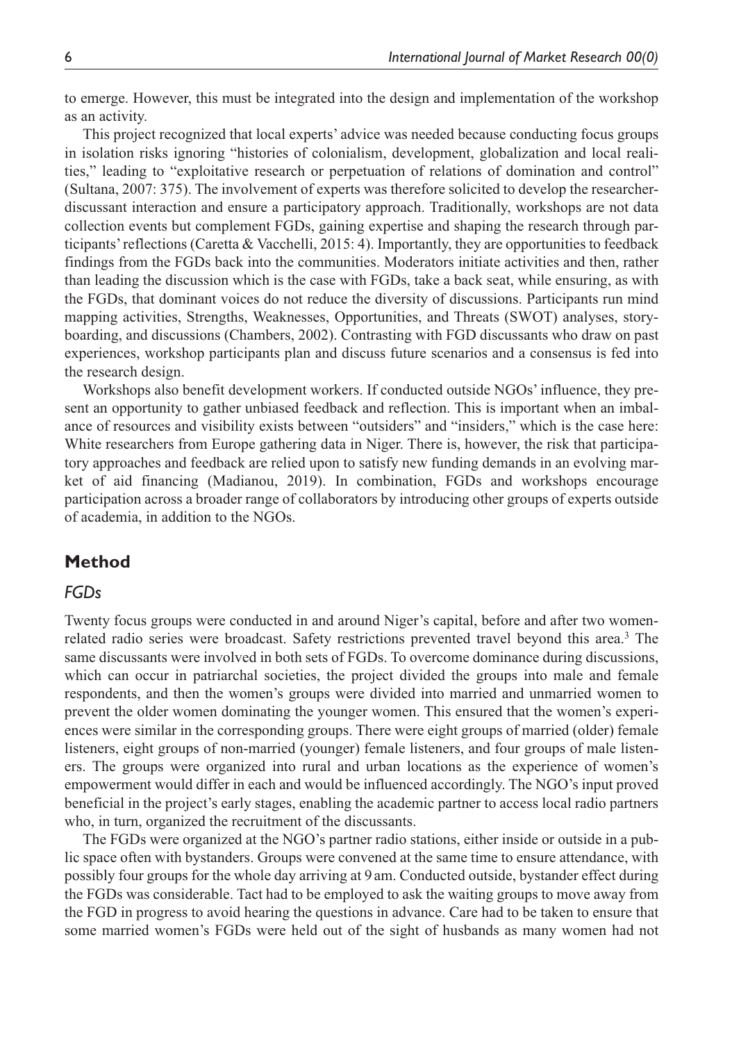to emerge. However, this must be integrated into the design and implementation of the workshop as an activity.

This project recognized that local experts' advice was needed because conducting focus groups in isolation risks ignoring "histories of colonialism, development, globalization and local realities," leading to "exploitative research or perpetuation of relations of domination and control" (Sultana, 2007: 375). The involvement of experts was therefore solicited to develop the researcher-discussant interaction and ensure a participatory approach. Traditionally, workshops are not data collection events but complement FGDs, gaining expertise and shaping the research through participants' reflections (Caretta & Vacchelli, 2015: 4). Importantly, they are opportunities to feedback findings from the FGDs back into the communities. Moderators initiate activities and then, rather than leading the discussion which is the case with FGDs, take a back seat, while ensuring, as with the FGDs, that dominant voices do not reduce the diversity of discussions. Participants run mind mapping activities, Strengths, Weaknesses, Opportunities, and Threats (SWOT) analyses, storyboarding, and discussions (Chambers, 2002). Contrasting with FGD discussants who draw on past experiences, workshop participants plan and discuss future scenarios and a consensus is fed into the research design.

Workshops also benefit development workers. If conducted outside NGOs' influence, they present an opportunity to gather unbiased feedback and reflection. This is important when an imbalance of resources and visibility exists between "outsiders" and "insiders," which is the case here: White researchers from Europe gathering data in Niger. There is, however, the risk that participatory approaches and feedback are relied upon to satisfy new funding demands in an evolving market of aid financing (Madianou, 2019). In combination, FGDs and workshops encourage participation across a broader range of collaborators by introducing other groups of experts outside of academia, in addition to the NGOs.

## Method

### *FGDs*

Twenty focus groups were conducted in and around Niger's capital, before and after two women-related radio series were broadcast. Safety restrictions prevented travel beyond this area.[3] The same discussants were involved in both sets of FGDs. To overcome dominance during discussions, which can occur in patriarchal societies, the project divided the groups into male and female respondents, and then the women's groups were divided into married and unmarried women to prevent the older women dominating the younger women. This ensured that the women's experiences were similar in the corresponding groups. There were eight groups of married (older) female listeners, eight groups of non-married (younger) female listeners, and four groups of male listeners. The groups were organized into rural and urban locations as the experience of women's empowerment would differ in each and would be influenced accordingly. The NGO's input proved beneficial in the project's early stages, enabling the academic partner to access local radio partners who, in turn, organized the recruitment of the discussants.

The FGDs were organized at the NGO's partner radio stations, either inside or outside in a public space often with bystanders. Groups were convened at the same time to ensure attendance, with possibly four groups for the whole day arriving at 9 am. Conducted outside, bystander effect during the FGDs was considerable. Tact had to be employed to ask the waiting groups to move away from the FGD in progress to avoid hearing the questions in advance. Care had to be taken to ensure that some married women's FGDs were held out of the sight of husbands as many women had not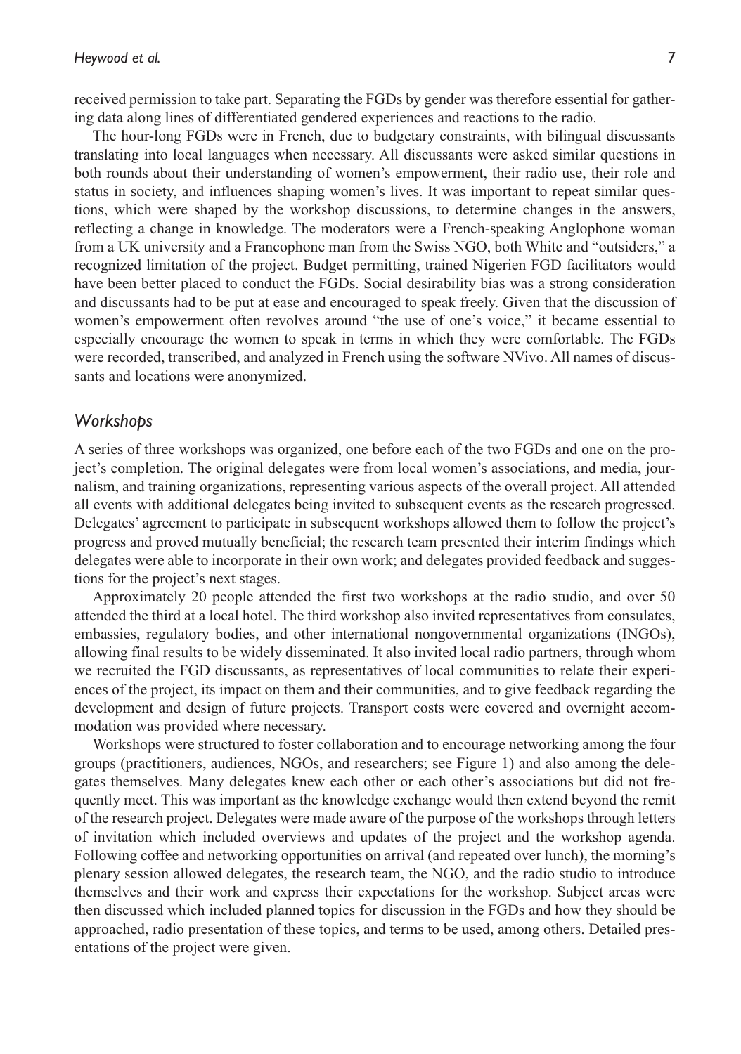received permission to take part. Separating the FGDs by gender was therefore essential for gathering data along lines of differentiated gendered experiences and reactions to the radio.

The hour-long FGDs were in French, due to budgetary constraints, with bilingual discussants translating into local languages when necessary. All discussants were asked similar questions in both rounds about their understanding of women's empowerment, their radio use, their role and status in society, and influences shaping women's lives. It was important to repeat similar questions, which were shaped by the workshop discussions, to determine changes in the answers, reflecting a change in knowledge. The moderators were a French-speaking Anglophone woman from a UK university and a Francophone man from the Swiss NGO, both White and "outsiders," a recognized limitation of the project. Budget permitting, trained Nigerien FGD facilitators would have been better placed to conduct the FGDs. Social desirability bias was a strong consideration and discussants had to be put at ease and encouraged to speak freely. Given that the discussion of women's empowerment often revolves around "the use of one's voice," it became essential to especially encourage the women to speak in terms in which they were comfortable. The FGDs were recorded, transcribed, and analyzed in French using the software NVivo. All names of discussants and locations were anonymized.

### *Workshops*

A series of three workshops was organized, one before each of the two FGDs and one on the project's completion. The original delegates were from local women's associations, and media, journalism, and training organizations, representing various aspects of the overall project. All attended all events with additional delegates being invited to subsequent events as the research progressed. Delegates' agreement to participate in subsequent workshops allowed them to follow the project's progress and proved mutually beneficial; the research team presented their interim findings which delegates were able to incorporate in their own work; and delegates provided feedback and suggestions for the project's next stages.

Approximately 20 people attended the first two workshops at the radio studio, and over 50 attended the third at a local hotel. The third workshop also invited representatives from consulates, embassies, regulatory bodies, and other international nongovernmental organizations (INGOs), allowing final results to be widely disseminated. It also invited local radio partners, through whom we recruited the FGD discussants, as representatives of local communities to relate their experiences of the project, its impact on them and their communities, and to give feedback regarding the development and design of future projects. Transport costs were covered and overnight accommodation was provided where necessary.

Workshops were structured to foster collaboration and to encourage networking among the four groups (practitioners, audiences, NGOs, and researchers; see Figure 1) and also among the delegates themselves. Many delegates knew each other or each other's associations but did not frequently meet. This was important as the knowledge exchange would then extend beyond the remit of the research project. Delegates were made aware of the purpose of the workshops through letters of invitation which included overviews and updates of the project and the workshop agenda. Following coffee and networking opportunities on arrival (and repeated over lunch), the morning's plenary session allowed delegates, the research team, the NGO, and the radio studio to introduce themselves and their work and express their expectations for the workshop. Subject areas were then discussed which included planned topics for discussion in the FGDs and how they should be approached, radio presentation of these topics, and terms to be used, among others. Detailed presentations of the project were given.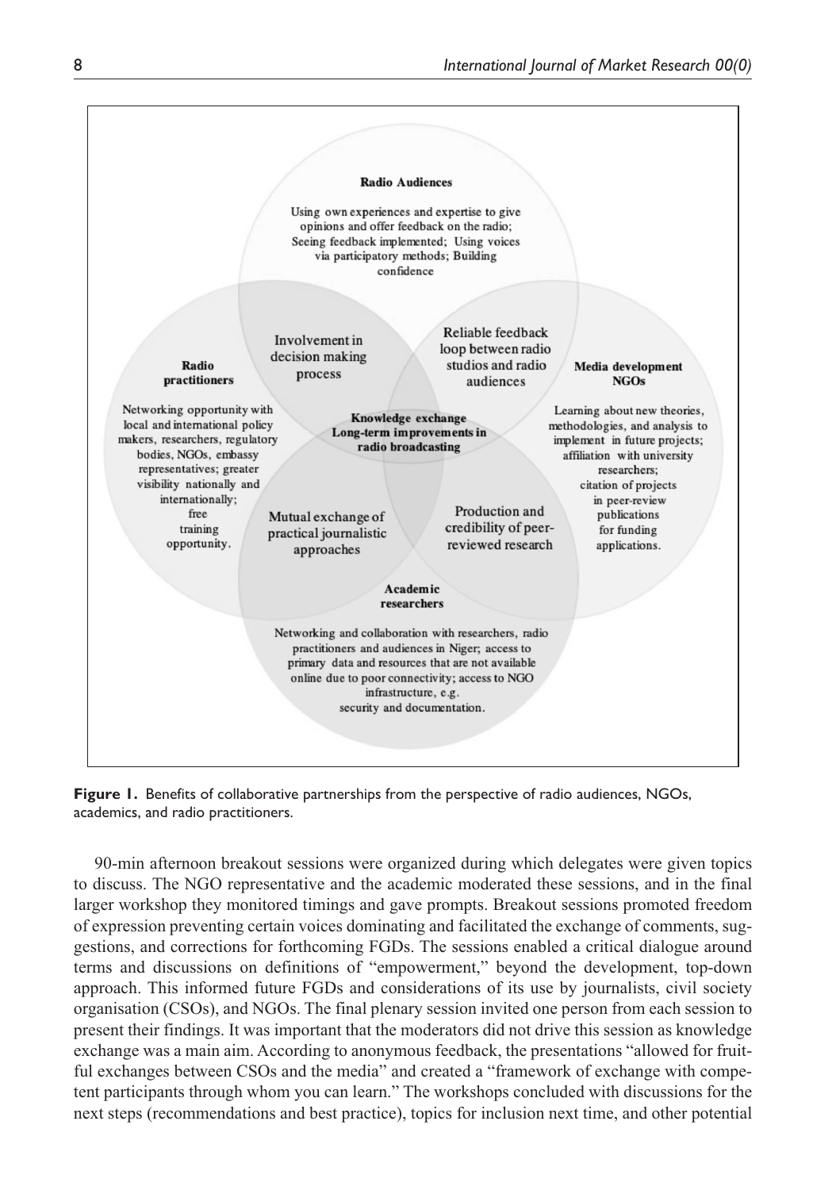**Radio Audiences**

Using own experiences and expertise to give opinions and offer feedback on the radio; Seeing feedback implemented; Using voices via participatory methods; Building confidence

**Radio practitioners**

Networking opportunity with local and international policy makers, researchers, regulatory bodies, NGOs, embassy representatives; greater visibility nationally and internationally; free training opportunity.

**Media development NGOs**

Learning about new theories, methodologies, and analysis to implement in future projects; affiliation with university researchers; citation of projects in peer-review publications for funding applications.

**Academic researchers**

Networking and collaboration with researchers, radio practitioners and audiences in Niger; access to primary data and resources that are not available online due to poor connectivity; access to NGO infrastructure, e.g. security and documentation.

Involvement in decision making process

Reliable feedback loop between radio studios and radio audiences

Mutual exchange of practical journalistic approaches

Production and credibility of peer-reviewed research

**Knowledge exchange**
**Long-term improvements in radio broadcasting**

**Figure 1.** Benefits of collaborative partnerships from the perspective of radio audiences, NGOs, academics, and radio practitioners.

90-min afternoon breakout sessions were organized during which delegates were given topics to discuss. The NGO representative and the academic moderated these sessions, and in the final larger workshop they monitored timings and gave prompts. Breakout sessions promoted freedom of expression preventing certain voices dominating and facilitated the exchange of comments, suggestions, and corrections for forthcoming FGDs. The sessions enabled a critical dialogue around terms and discussions on definitions of "empowerment," beyond the development, top-down approach. This informed future FGDs and considerations of its use by journalists, civil society organisation (CSOs), and NGOs. The final plenary session invited one person from each session to present their findings. It was important that the moderators did not drive this session as knowledge exchange was a main aim. According to anonymous feedback, the presentations "allowed for fruitful exchanges between CSOs and the media" and created a "framework of exchange with competent participants through whom you can learn." The workshops concluded with discussions for the next steps (recommendations and best practice), topics for inclusion next time, and other potential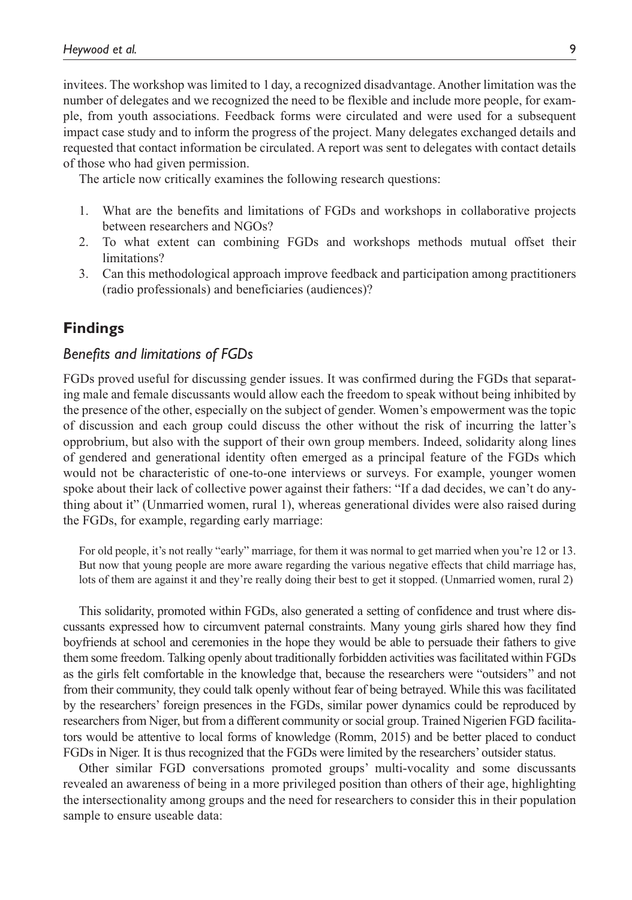invitees. The workshop was limited to 1 day, a recognized disadvantage. Another limitation was the number of delegates and we recognized the need to be flexible and include more people, for example, from youth associations. Feedback forms were circulated and were used for a subsequent impact case study and to inform the progress of the project. Many delegates exchanged details and requested that contact information be circulated. A report was sent to delegates with contact details of those who had given permission.

The article now critically examines the following research questions:

1. What are the benefits and limitations of FGDs and workshops in collaborative projects between researchers and NGOs?
2. To what extent can combining FGDs and workshops methods mutual offset their limitations?
3. Can this methodological approach improve feedback and participation among practitioners (radio professionals) and beneficiaries (audiences)?

## Findings

### *Benefits and limitations of FGDs*

FGDs proved useful for discussing gender issues. It was confirmed during the FGDs that separating male and female discussants would allow each the freedom to speak without being inhibited by the presence of the other, especially on the subject of gender. Women's empowerment was the topic of discussion and each group could discuss the other without the risk of incurring the latter's opprobrium, but also with the support of their own group members. Indeed, solidarity along lines of gendered and generational identity often emerged as a principal feature of the FGDs which would not be characteristic of one-to-one interviews or surveys. For example, younger women spoke about their lack of collective power against their fathers: "If a dad decides, we can't do anything about it" (Unmarried women, rural 1), whereas generational divides were also raised during the FGDs, for example, regarding early marriage:

> For old people, it's not really "early" marriage, for them it was normal to get married when you're 12 or 13. But now that young people are more aware regarding the various negative effects that child marriage has, lots of them are against it and they're really doing their best to get it stopped. (Unmarried women, rural 2)

This solidarity, promoted within FGDs, also generated a setting of confidence and trust where discussants expressed how to circumvent paternal constraints. Many young girls shared how they find boyfriends at school and ceremonies in the hope they would be able to persuade their fathers to give them some freedom. Talking openly about traditionally forbidden activities was facilitated within FGDs as the girls felt comfortable in the knowledge that, because the researchers were "outsiders" and not from their community, they could talk openly without fear of being betrayed. While this was facilitated by the researchers' foreign presences in the FGDs, similar power dynamics could be reproduced by researchers from Niger, but from a different community or social group. Trained Nigerien FGD facilitators would be attentive to local forms of knowledge (Romm, 2015) and be better placed to conduct FGDs in Niger. It is thus recognized that the FGDs were limited by the researchers' outsider status.

Other similar FGD conversations promoted groups' multi-vocality and some discussants revealed an awareness of being in a more privileged position than others of their age, highlighting the intersectionality among groups and the need for researchers to consider this in their population sample to ensure useable data: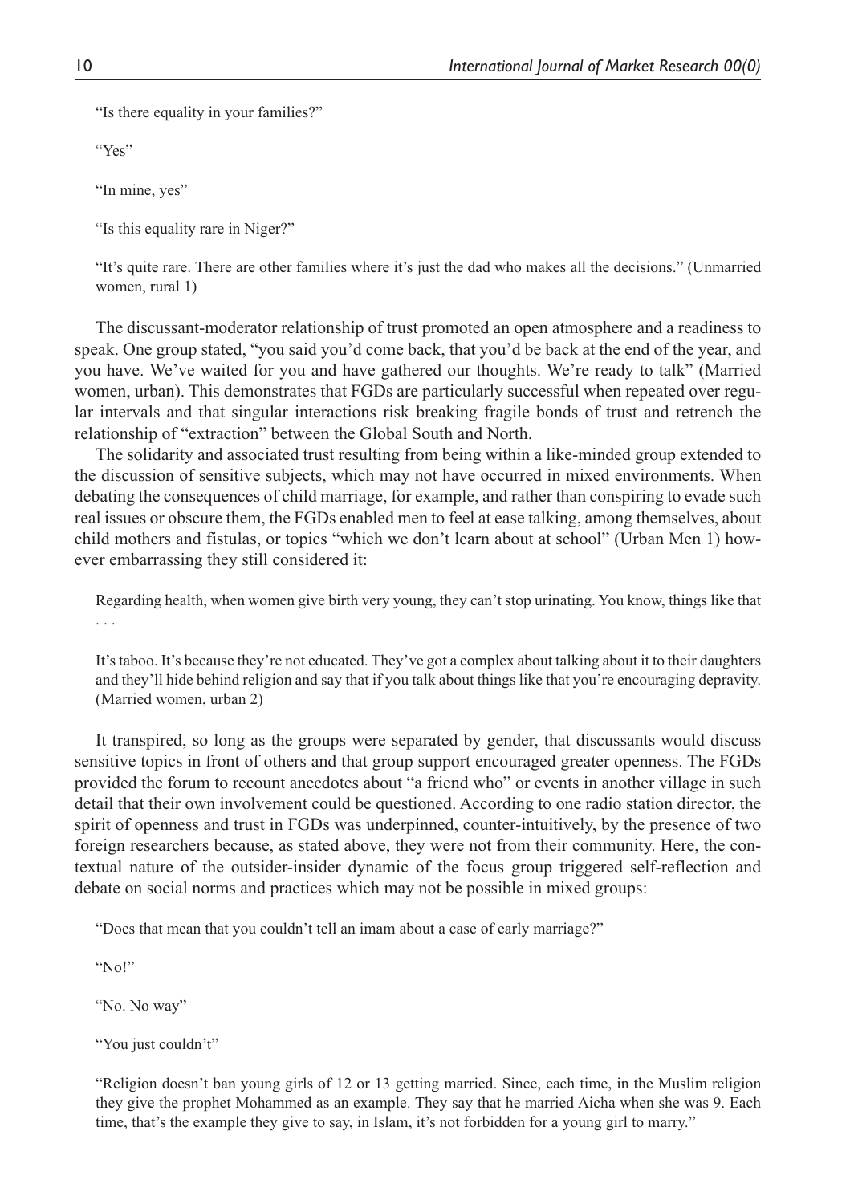"Is there equality in your families?"

"Yes"

"In mine, yes"

"Is this equality rare in Niger?"

"It's quite rare. There are other families where it's just the dad who makes all the decisions." (Unmarried women, rural 1)

The discussant-moderator relationship of trust promoted an open atmosphere and a readiness to speak. One group stated, "you said you'd come back, that you'd be back at the end of the year, and you have. We've waited for you and have gathered our thoughts. We're ready to talk" (Married women, urban). This demonstrates that FGDs are particularly successful when repeated over regular intervals and that singular interactions risk breaking fragile bonds of trust and retrench the relationship of "extraction" between the Global South and North.

The solidarity and associated trust resulting from being within a like-minded group extended to the discussion of sensitive subjects, which may not have occurred in mixed environments. When debating the consequences of child marriage, for example, and rather than conspiring to evade such real issues or obscure them, the FGDs enabled men to feel at ease talking, among themselves, about child mothers and fistulas, or topics "which we don't learn about at school" (Urban Men 1) however embarrassing they still considered it:

Regarding health, when women give birth very young, they can't stop urinating. You know, things like that . . .

It's taboo. It's because they're not educated. They've got a complex about talking about it to their daughters and they'll hide behind religion and say that if you talk about things like that you're encouraging depravity. (Married women, urban 2)

It transpired, so long as the groups were separated by gender, that discussants would discuss sensitive topics in front of others and that group support encouraged greater openness. The FGDs provided the forum to recount anecdotes about "a friend who" or events in another village in such detail that their own involvement could be questioned. According to one radio station director, the spirit of openness and trust in FGDs was underpinned, counter-intuitively, by the presence of two foreign researchers because, as stated above, they were not from their community. Here, the contextual nature of the outsider-insider dynamic of the focus group triggered self-reflection and debate on social norms and practices which may not be possible in mixed groups:

"Does that mean that you couldn't tell an imam about a case of early marriage?"

"No!"

"No. No way"

"You just couldn't"

"Religion doesn't ban young girls of 12 or 13 getting married. Since, each time, in the Muslim religion they give the prophet Mohammed as an example. They say that he married Aicha when she was 9. Each time, that's the example they give to say, in Islam, it's not forbidden for a young girl to marry."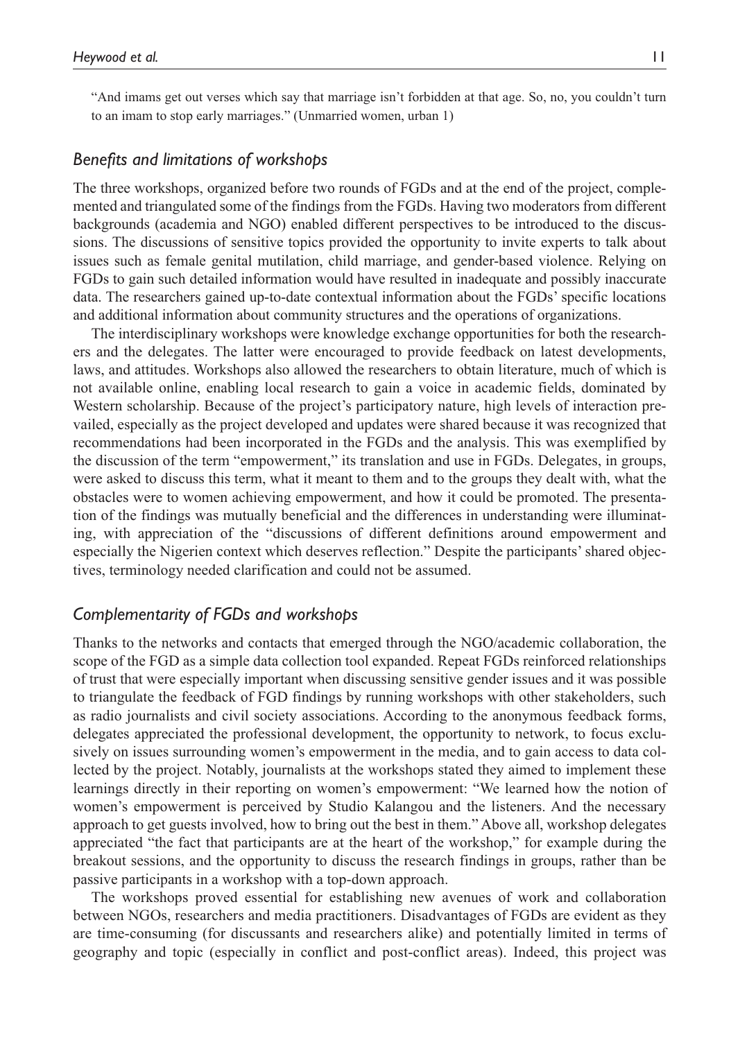"And imams get out verses which say that marriage isn't forbidden at that age. So, no, you couldn't turn to an imam to stop early marriages." (Unmarried women, urban 1)

### *Benefits and limitations of workshops*

The three workshops, organized before two rounds of FGDs and at the end of the project, complemented and triangulated some of the findings from the FGDs. Having two moderators from different backgrounds (academia and NGO) enabled different perspectives to be introduced to the discussions. The discussions of sensitive topics provided the opportunity to invite experts to talk about issues such as female genital mutilation, child marriage, and gender-based violence. Relying on FGDs to gain such detailed information would have resulted in inadequate and possibly inaccurate data. The researchers gained up-to-date contextual information about the FGDs' specific locations and additional information about community structures and the operations of organizations.

The interdisciplinary workshops were knowledge exchange opportunities for both the researchers and the delegates. The latter were encouraged to provide feedback on latest developments, laws, and attitudes. Workshops also allowed the researchers to obtain literature, much of which is not available online, enabling local research to gain a voice in academic fields, dominated by Western scholarship. Because of the project's participatory nature, high levels of interaction prevailed, especially as the project developed and updates were shared because it was recognized that recommendations had been incorporated in the FGDs and the analysis. This was exemplified by the discussion of the term "empowerment," its translation and use in FGDs. Delegates, in groups, were asked to discuss this term, what it meant to them and to the groups they dealt with, what the obstacles were to women achieving empowerment, and how it could be promoted. The presentation of the findings was mutually beneficial and the differences in understanding were illuminating, with appreciation of the "discussions of different definitions around empowerment and especially the Nigerien context which deserves reflection." Despite the participants' shared objectives, terminology needed clarification and could not be assumed.

### *Complementarity of FGDs and workshops*

Thanks to the networks and contacts that emerged through the NGO/academic collaboration, the scope of the FGD as a simple data collection tool expanded. Repeat FGDs reinforced relationships of trust that were especially important when discussing sensitive gender issues and it was possible to triangulate the feedback of FGD findings by running workshops with other stakeholders, such as radio journalists and civil society associations. According to the anonymous feedback forms, delegates appreciated the professional development, the opportunity to network, to focus exclusively on issues surrounding women's empowerment in the media, and to gain access to data collected by the project. Notably, journalists at the workshops stated they aimed to implement these learnings directly in their reporting on women's empowerment: "We learned how the notion of women's empowerment is perceived by Studio Kalangou and the listeners. And the necessary approach to get guests involved, how to bring out the best in them." Above all, workshop delegates appreciated "the fact that participants are at the heart of the workshop," for example during the breakout sessions, and the opportunity to discuss the research findings in groups, rather than be passive participants in a workshop with a top-down approach.

The workshops proved essential for establishing new avenues of work and collaboration between NGOs, researchers and media practitioners. Disadvantages of FGDs are evident as they are time-consuming (for discussants and researchers alike) and potentially limited in terms of geography and topic (especially in conflict and post-conflict areas). Indeed, this project was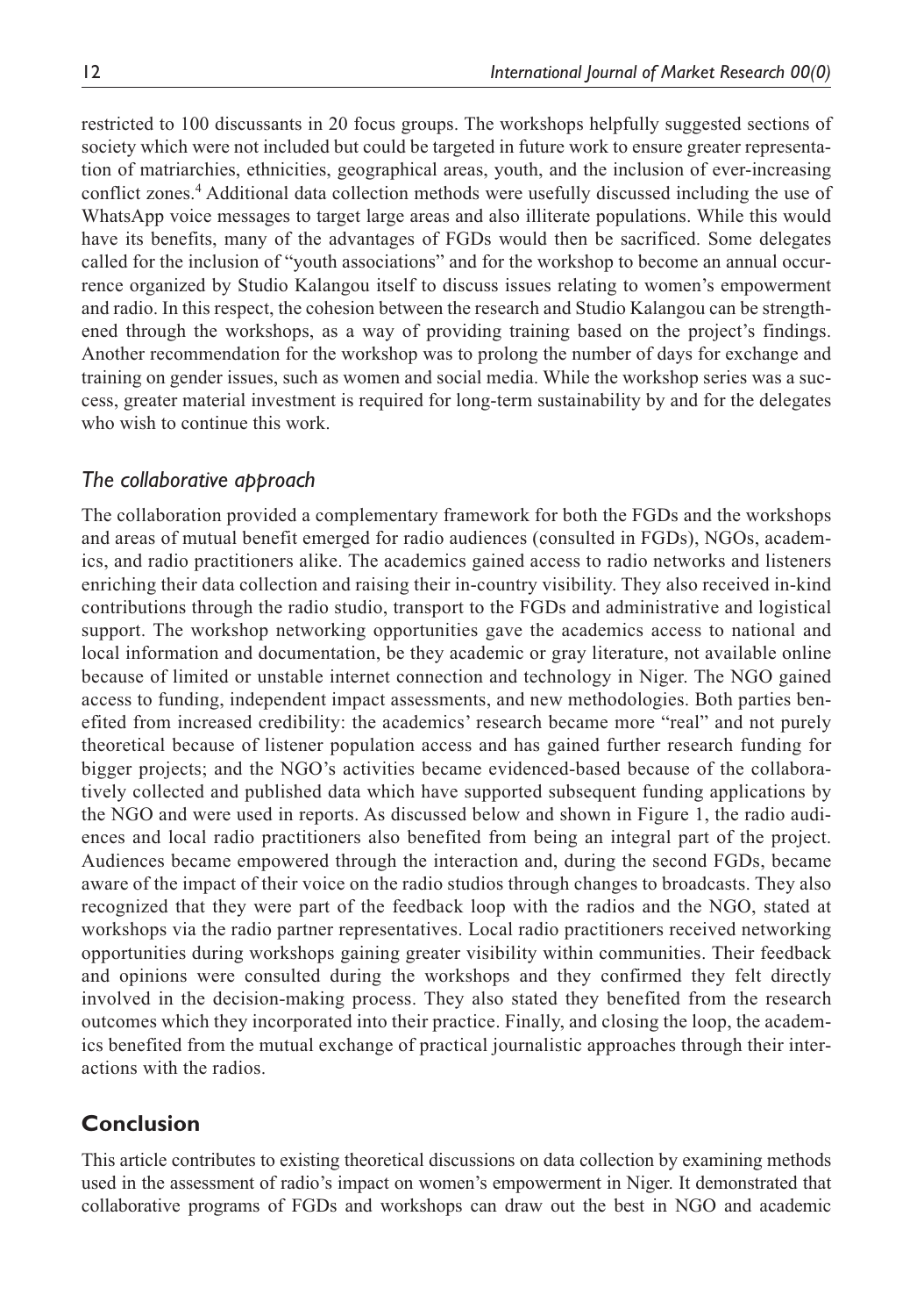restricted to 100 discussants in 20 focus groups. The workshops helpfully suggested sections of society which were not included but could be targeted in future work to ensure greater representation of matriarchies, ethnicities, geographical areas, youth, and the inclusion of ever-increasing conflict zones.[4] Additional data collection methods were usefully discussed including the use of WhatsApp voice messages to target large areas and also illiterate populations. While this would have its benefits, many of the advantages of FGDs would then be sacrificed. Some delegates called for the inclusion of "youth associations" and for the workshop to become an annual occurrence organized by Studio Kalangou itself to discuss issues relating to women's empowerment and radio. In this respect, the cohesion between the research and Studio Kalangou can be strengthened through the workshops, as a way of providing training based on the project's findings. Another recommendation for the workshop was to prolong the number of days for exchange and training on gender issues, such as women and social media. While the workshop series was a success, greater material investment is required for long-term sustainability by and for the delegates who wish to continue this work.

### *The collaborative approach*

The collaboration provided a complementary framework for both the FGDs and the workshops and areas of mutual benefit emerged for radio audiences (consulted in FGDs), NGOs, academics, and radio practitioners alike. The academics gained access to radio networks and listeners enriching their data collection and raising their in-country visibility. They also received in-kind contributions through the radio studio, transport to the FGDs and administrative and logistical support. The workshop networking opportunities gave the academics access to national and local information and documentation, be they academic or gray literature, not available online because of limited or unstable internet connection and technology in Niger. The NGO gained access to funding, independent impact assessments, and new methodologies. Both parties benefited from increased credibility: the academics' research became more "real" and not purely theoretical because of listener population access and has gained further research funding for bigger projects; and the NGO's activities became evidenced-based because of the collaboratively collected and published data which have supported subsequent funding applications by the NGO and were used in reports. As discussed below and shown in Figure 1, the radio audiences and local radio practitioners also benefited from being an integral part of the project. Audiences became empowered through the interaction and, during the second FGDs, became aware of the impact of their voice on the radio studios through changes to broadcasts. They also recognized that they were part of the feedback loop with the radios and the NGO, stated at workshops via the radio partner representatives. Local radio practitioners received networking opportunities during workshops gaining greater visibility within communities. Their feedback and opinions were consulted during the workshops and they confirmed they felt directly involved in the decision-making process. They also stated they benefited from the research outcomes which they incorporated into their practice. Finally, and closing the loop, the academics benefited from the mutual exchange of practical journalistic approaches through their interactions with the radios.

## Conclusion

This article contributes to existing theoretical discussions on data collection by examining methods used in the assessment of radio's impact on women's empowerment in Niger. It demonstrated that collaborative programs of FGDs and workshops can draw out the best in NGO and academic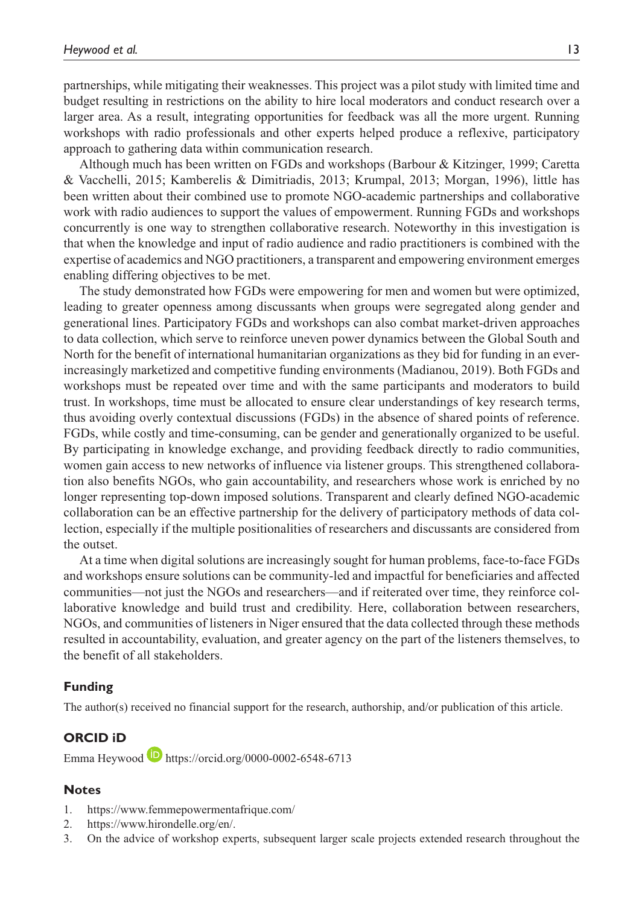partnerships, while mitigating their weaknesses. This project was a pilot study with limited time and budget resulting in restrictions on the ability to hire local moderators and conduct research over a larger area. As a result, integrating opportunities for feedback was all the more urgent. Running workshops with radio professionals and other experts helped produce a reflexive, participatory approach to gathering data within communication research.

Although much has been written on FGDs and workshops (Barbour & Kitzinger, 1999; Caretta & Vacchelli, 2015; Kamberelis & Dimitriadis, 2013; Krumpal, 2013; Morgan, 1996), little has been written about their combined use to promote NGO-academic partnerships and collaborative work with radio audiences to support the values of empowerment. Running FGDs and workshops concurrently is one way to strengthen collaborative research. Noteworthy in this investigation is that when the knowledge and input of radio audience and radio practitioners is combined with the expertise of academics and NGO practitioners, a transparent and empowering environment emerges enabling differing objectives to be met.

The study demonstrated how FGDs were empowering for men and women but were optimized, leading to greater openness among discussants when groups were segregated along gender and generational lines. Participatory FGDs and workshops can also combat market-driven approaches to data collection, which serve to reinforce uneven power dynamics between the Global South and North for the benefit of international humanitarian organizations as they bid for funding in an ever-increasingly marketized and competitive funding environments (Madianou, 2019). Both FGDs and workshops must be repeated over time and with the same participants and moderators to build trust. In workshops, time must be allocated to ensure clear understandings of key research terms, thus avoiding overly contextual discussions (FGDs) in the absence of shared points of reference. FGDs, while costly and time-consuming, can be gender and generationally organized to be useful. By participating in knowledge exchange, and providing feedback directly to radio communities, women gain access to new networks of influence via listener groups. This strengthened collaboration also benefits NGOs, who gain accountability, and researchers whose work is enriched by no longer representing top-down imposed solutions. Transparent and clearly defined NGO-academic collaboration can be an effective partnership for the delivery of participatory methods of data collection, especially if the multiple positionalities of researchers and discussants are considered from the outset.

At a time when digital solutions are increasingly sought for human problems, face-to-face FGDs and workshops ensure solutions can be community-led and impactful for beneficiaries and affected communities—not just the NGOs and researchers—and if reiterated over time, they reinforce collaborative knowledge and build trust and credibility. Here, collaboration between researchers, NGOs, and communities of listeners in Niger ensured that the data collected through these methods resulted in accountability, evaluation, and greater agency on the part of the listeners themselves, to the benefit of all stakeholders.

## Funding

The author(s) received no financial support for the research, authorship, and/or publication of this article.

## ORCID iD

Emma Heywood https://orcid.org/0000-0002-6548-6713

## Notes

1. https://www.femmepowermentafrique.com/
2. https://www.hirondelle.org/en/.
3. On the advice of workshop experts, subsequent larger scale projects extended research throughout the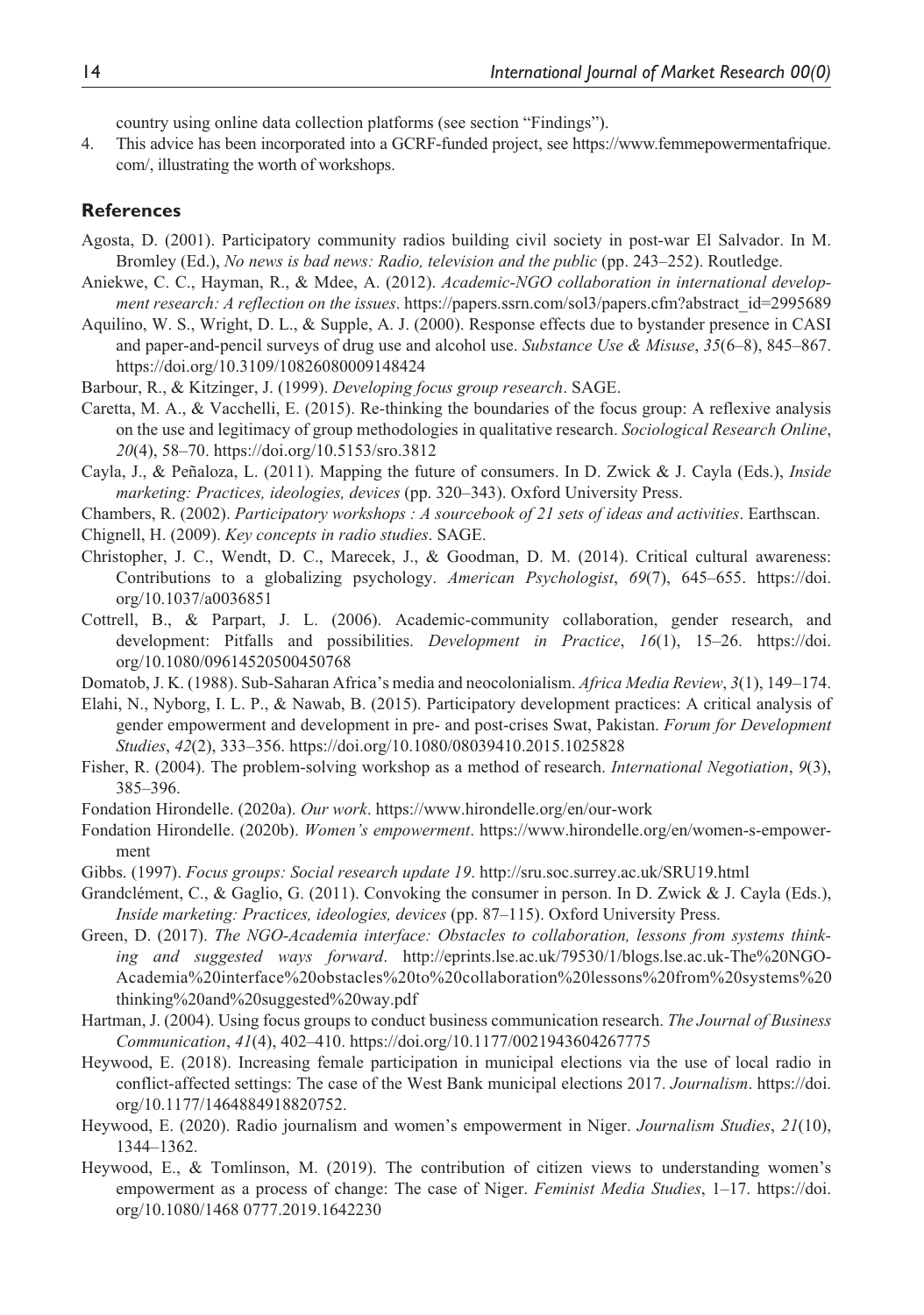country using online data collection platforms (see section "Findings").

4. This advice has been incorporated into a GCRF-funded project, see https://www.femmepowermentafrique.com/, illustrating the worth of workshops.

## References

Agosta, D. (2001). Participatory community radios building civil society in post-war El Salvador. In M. Bromley (Ed.), *No news is bad news: Radio, television and the public* (pp. 243–252). Routledge.

Aniekwe, C. C., Hayman, R., & Mdee, A. (2012). *Academic-NGO collaboration in international development research: A reflection on the issues*. https://papers.ssrn.com/sol3/papers.cfm?abstract_id=2995689

Aquilino, W. S., Wright, D. L., & Supple, A. J. (2000). Response effects due to bystander presence in CASI and paper-and-pencil surveys of drug use and alcohol use. *Substance Use & Misuse*, *35*(6–8), 845–867. https://doi.org/10.3109/10826080009148424

Barbour, R., & Kitzinger, J. (1999). *Developing focus group research*. SAGE.

Caretta, M. A., & Vacchelli, E. (2015). Re-thinking the boundaries of the focus group: A reflexive analysis on the use and legitimacy of group methodologies in qualitative research. *Sociological Research Online*, *20*(4), 58–70. https://doi.org/10.5153/sro.3812

Cayla, J., & Peñaloza, L. (2011). Mapping the future of consumers. In D. Zwick & J. Cayla (Eds.), *Inside marketing: Practices, ideologies, devices* (pp. 320–343). Oxford University Press.

Chambers, R. (2002). *Participatory workshops : A sourcebook of 21 sets of ideas and activities*. Earthscan.

Chignell, H. (2009). *Key concepts in radio studies*. SAGE.

Christopher, J. C., Wendt, D. C., Marecek, J., & Goodman, D. M. (2014). Critical cultural awareness: Contributions to a globalizing psychology. *American Psychologist*, *69*(7), 645–655. https://doi.org/10.1037/a0036851

Cottrell, B., & Parpart, J. L. (2006). Academic-community collaboration, gender research, and development: Pitfalls and possibilities. *Development in Practice*, *16*(1), 15–26. https://doi.org/10.1080/09614520500450768

Domatob, J. K. (1988). Sub-Saharan Africa's media and neocolonialism. *Africa Media Review*, *3*(1), 149–174.

Elahi, N., Nyborg, I. L. P., & Nawab, B. (2015). Participatory development practices: A critical analysis of gender empowerment and development in pre- and post-crises Swat, Pakistan. *Forum for Development Studies*, *42*(2), 333–356. https://doi.org/10.1080/08039410.2015.1025828

Fisher, R. (2004). The problem-solving workshop as a method of research. *International Negotiation*, *9*(3), 385–396.

Fondation Hirondelle. (2020a). *Our work*. https://www.hirondelle.org/en/our-work

Fondation Hirondelle. (2020b). *Women's empowerment*. https://www.hirondelle.org/en/women-s-empowerment

Gibbs. (1997). *Focus groups: Social research update 19*. http://sru.soc.surrey.ac.uk/SRU19.html

Grandclément, C., & Gaglio, G. (2011). Convoking the consumer in person. In D. Zwick & J. Cayla (Eds.), *Inside marketing: Practices, ideologies, devices* (pp. 87–115). Oxford University Press.

Green, D. (2017). *The NGO-Academia interface: Obstacles to collaboration, lessons from systems thinking and suggested ways forward*. http://eprints.lse.ac.uk/79530/1/blogs.lse.ac.uk-The%20NGO-Academia%20interface%20obstacles%20to%20collaboration%20lessons%20from%20systems%20thinking%20and%20suggested%20way.pdf

Hartman, J. (2004). Using focus groups to conduct business communication research. *The Journal of Business Communication*, *41*(4), 402–410. https://doi.org/10.1177/0021943604267775

Heywood, E. (2018). Increasing female participation in municipal elections via the use of local radio in conflict-affected settings: The case of the West Bank municipal elections 2017. *Journalism*. https://doi.org/10.1177/1464884918820752.

Heywood, E. (2020). Radio journalism and women's empowerment in Niger. *Journalism Studies*, *21*(10), 1344–1362.

Heywood, E., & Tomlinson, M. (2019). The contribution of citizen views to understanding women's empowerment as a process of change: The case of Niger. *Feminist Media Studies*, 1–17. https://doi.org/10.1080/1468 0777.2019.1642230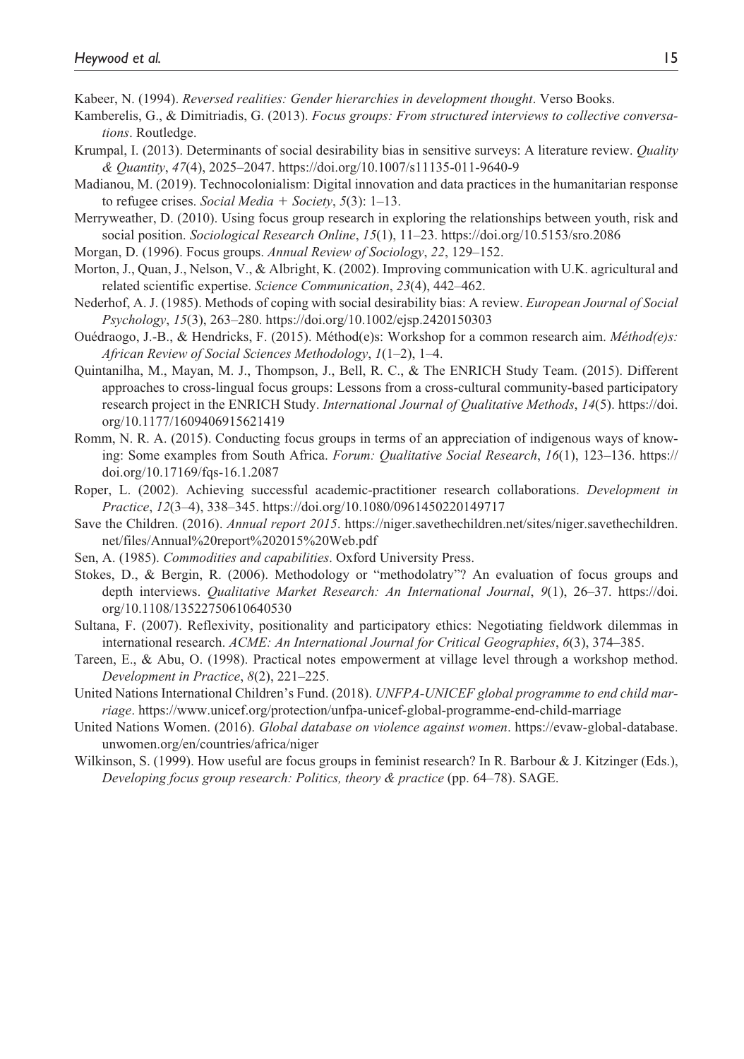Kabeer, N. (1994). *Reversed realities: Gender hierarchies in development thought*. Verso Books.

Kamberelis, G., & Dimitriadis, G. (2013). *Focus groups: From structured interviews to collective conversations*. Routledge.

Krumpal, I. (2013). Determinants of social desirability bias in sensitive surveys: A literature review. *Quality & Quantity*, *47*(4), 2025–2047. https://doi.org/10.1007/s11135-011-9640-9

Madianou, M. (2019). Technocolonialism: Digital innovation and data practices in the humanitarian response to refugee crises. *Social Media + Society*, *5*(3): 1–13.

Merryweather, D. (2010). Using focus group research in exploring the relationships between youth, risk and social position. *Sociological Research Online*, *15*(1), 11–23. https://doi.org/10.5153/sro.2086

Morgan, D. (1996). Focus groups. *Annual Review of Sociology*, *22*, 129–152.

Morton, J., Quan, J., Nelson, V., & Albright, K. (2002). Improving communication with U.K. agricultural and related scientific expertise. *Science Communication*, *23*(4), 442–462.

Nederhof, A. J. (1985). Methods of coping with social desirability bias: A review. *European Journal of Social Psychology*, *15*(3), 263–280. https://doi.org/10.1002/ejsp.2420150303

Ouédraogo, J.-B., & Hendricks, F. (2015). Méthod(e)s: Workshop for a common research aim. *Méthod(e)s: African Review of Social Sciences Methodology*, *1*(1–2), 1–4.

Quintanilha, M., Mayan, M. J., Thompson, J., Bell, R. C., & The ENRICH Study Team. (2015). Different approaches to cross-lingual focus groups: Lessons from a cross-cultural community-based participatory research project in the ENRICH Study. *International Journal of Qualitative Methods*, *14*(5). https://doi.org/10.1177/1609406915621419

Romm, N. R. A. (2015). Conducting focus groups in terms of an appreciation of indigenous ways of knowing: Some examples from South Africa. *Forum: Qualitative Social Research*, *16*(1), 123–136. https://doi.org/10.17169/fqs-16.1.2087

Roper, L. (2002). Achieving successful academic-practitioner research collaborations. *Development in Practice*, *12*(3–4), 338–345. https://doi.org/10.1080/0961450220149717

Save the Children. (2016). *Annual report 2015*. https://niger.savethechildren.net/sites/niger.savethechildren.net/files/Annual%20report%202015%20Web.pdf

Sen, A. (1985). *Commodities and capabilities*. Oxford University Press.

Stokes, D., & Bergin, R. (2006). Methodology or "methodolatry"? An evaluation of focus groups and depth interviews. *Qualitative Market Research: An International Journal*, *9*(1), 26–37. https://doi.org/10.1108/13522750610640530

Sultana, F. (2007). Reflexivity, positionality and participatory ethics: Negotiating fieldwork dilemmas in international research. *ACME: An International Journal for Critical Geographies*, *6*(3), 374–385.

Tareen, E., & Abu, O. (1998). Practical notes empowerment at village level through a workshop method. *Development in Practice*, *8*(2), 221–225.

United Nations International Children's Fund. (2018). *UNFPA-UNICEF global programme to end child marriage*. https://www.unicef.org/protection/unfpa-unicef-global-programme-end-child-marriage

United Nations Women. (2016). *Global database on violence against women*. https://evaw-global-database.unwomen.org/en/countries/africa/niger

Wilkinson, S. (1999). How useful are focus groups in feminist research? In R. Barbour & J. Kitzinger (Eds.), *Developing focus group research: Politics, theory & practice* (pp. 64–78). SAGE.